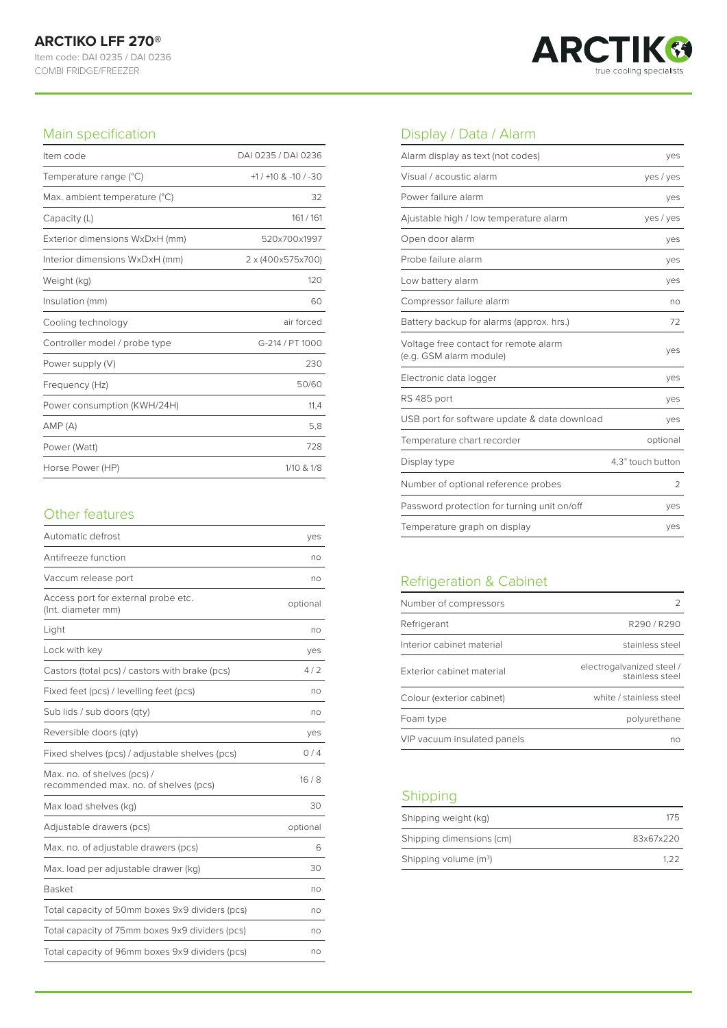# ARCTIKO LFF 270®

Item code: DAI 0235 / DAI 0236

COMBI FRIDGE/FREEZER

## Main specification

| | |
|---|---|
| Item code | DAI 0235 / DAI 0236 |
| Temperature range (°C) | +1 / +10 & -10 / -30 |
| Max. ambient temperature (°C) | 32 |
| Capacity (L) | 161 / 161 |
| Exterior dimensions WxDxH (mm) | 520x700x1997 |
| Interior dimensions WxDxH (mm) | 2 x (400x575x700) |
| Weight (kg) | 120 |
| Insulation (mm) | 60 |
| Cooling technology | air forced |
| Controller model / probe type | G-214 / PT 1000 |
| Power supply (V) | 230 |
| Frequency (Hz) | 50/60 |
| Power consumption (KWH/24H) | 11,4 |
| AMP (A) | 5,8 |
| Power (Watt) | 728 |
| Horse Power (HP) | 1/10 & 1/8 |

## Other features

| | |
|---|---|
| Automatic defrost | yes |
| Antifreeze function | no |
| Vaccum release port | no |
| Access port for external probe etc. (Int. diameter mm) | optional |
| Light | no |
| Lock with key | yes |
| Castors (total pcs) / castors with brake (pcs) | 4 / 2 |
| Fixed feet (pcs) / levelling feet (pcs) | no |
| Sub lids / sub doors (qty) | no |
| Reversible doors (qty) | yes |
| Fixed shelves (pcs) / adjustable shelves (pcs) | 0 / 4 |
| Max. no. of shelves (pcs) / recommended max. no. of shelves (pcs) | 16 / 8 |
| Max load shelves (kg) | 30 |
| Adjustable drawers (pcs) | optional |
| Max. no. of adjustable drawers (pcs) | 6 |
| Max. load per adjustable drawer (kg) | 30 |
| Basket | no |
| Total capacity of 50mm boxes 9x9 dividers (pcs) | no |
| Total capacity of 75mm boxes 9x9 dividers (pcs) | no |
| Total capacity of 96mm boxes 9x9 dividers (pcs) | no |

## Display / Data / Alarm

| | |
|---|---|
| Alarm display as text (not codes) | yes |
| Visual / acoustic alarm | yes / yes |
| Power failure alarm | yes |
| Ajustable high / low temperature alarm | yes / yes |
| Open door alarm | yes |
| Probe failure alarm | yes |
| Low battery alarm | yes |
| Compressor failure alarm | no |
| Battery backup for alarms (approx. hrs.) | 72 |
| Voltage free contact for remote alarm (e.g. GSM alarm module) | yes |
| Electronic data logger | yes |
| RS 485 port | yes |
| USB port for software update & data download | yes |
| Temperature chart recorder | optional |
| Display type | 4,3" touch button |
| Number of optional reference probes | 2 |
| Password protection for turning unit on/off | yes |
| Temperature graph on display | yes |

## Refrigeration & Cabinet

| | |
|---|---|
| Number of compressors | 2 |
| Refrigerant | R290 / R290 |
| Interior cabinet material | stainless steel |
| Exterior cabinet material | electrogalvanized steel / stainless steel |
| Colour (exterior cabinet) | white / stainless steel |
| Foam type | polyurethane |
| VIP vacuum insulated panels | no |

## Shipping

| | |
|---|---|
| Shipping weight (kg) | 175 |
| Shipping dimensions (cm) | 83x67x220 |
| Shipping volume ($m^3$) | 1,22 |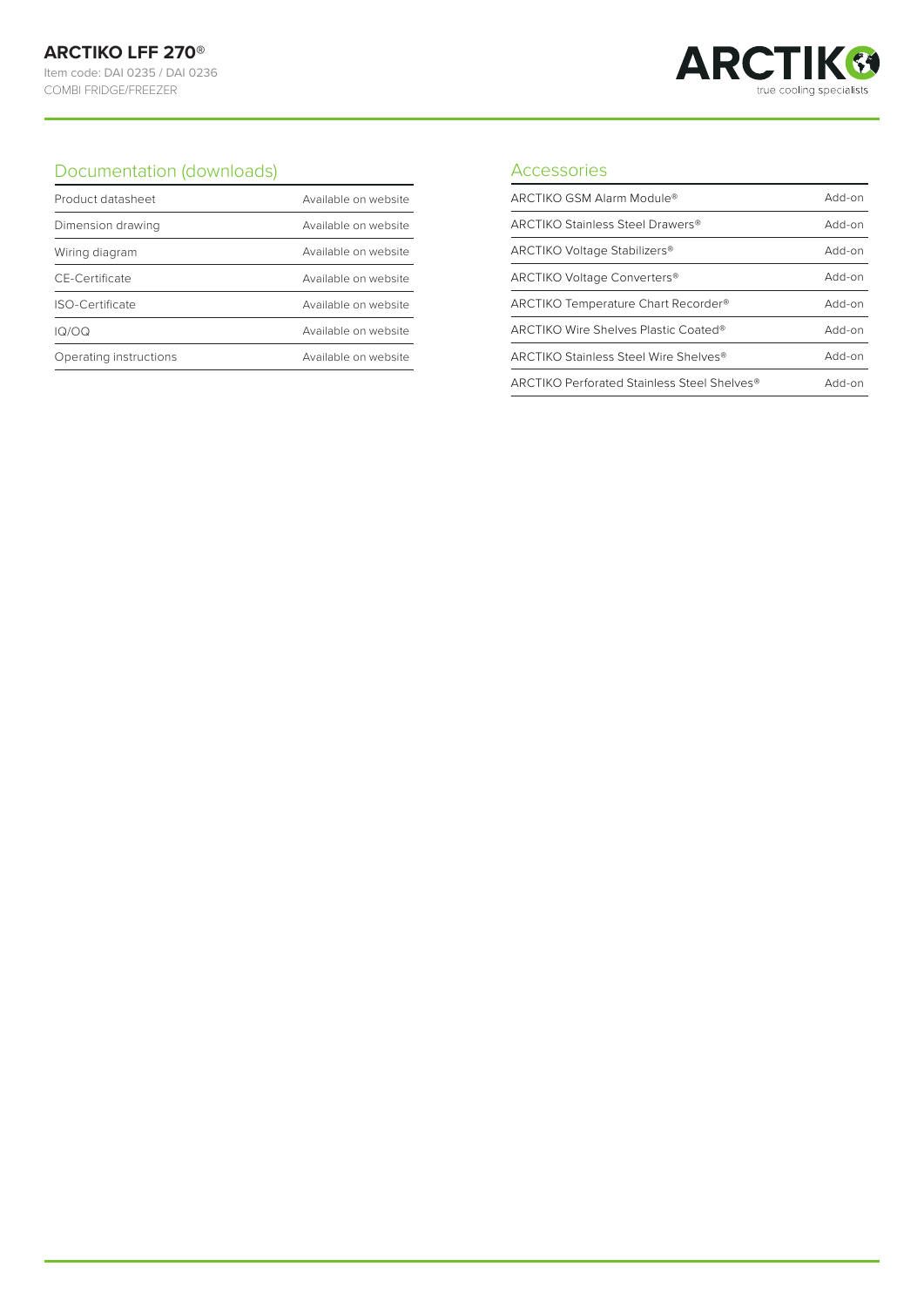## Documentation (downloads)

| | |
|---|---|
| Product datasheet | Available on website |
| Dimension drawing | Available on website |
| Wiring diagram | Available on website |
| CE-Certificate | Available on website |
| ISO-Certificate | Available on website |
| IQ/OQ | Available on website |
| Operating instructions | Available on website |

## Accessories

| | |
|---|---|
| ARCTIKO GSM Alarm Module® | Add-on |
| ARCTIKO Stainless Steel Drawers® | Add-on |
| ARCTIKO Voltage Stabilizers® | Add-on |
| ARCTIKO Voltage Converters® | Add-on |
| ARCTIKO Temperature Chart Recorder® | Add-on |
| ARCTIKO Wire Shelves Plastic Coated® | Add-on |
| ARCTIKO Stainless Steel Wire Shelves® | Add-on |
| ARCTIKO Perforated Stainless Steel Shelves® | Add-on |